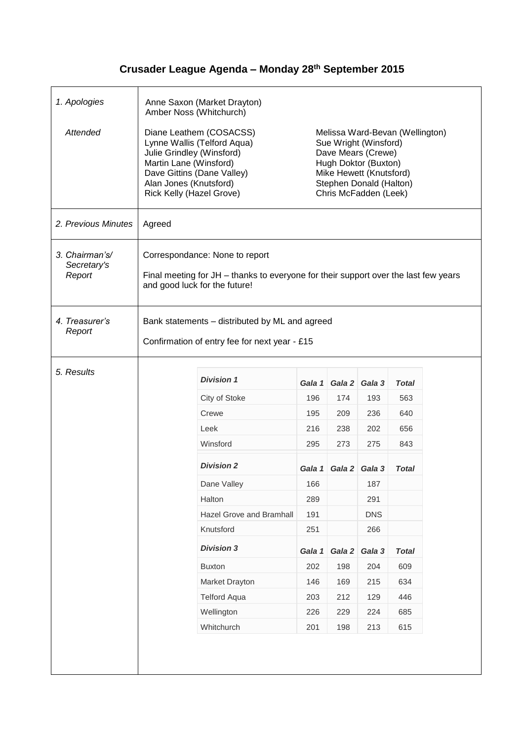# Crusader League Agenda – Monday 28th September 2015

| | |
|---|---|
| *1. Apologies* | Anne Saxon (Market Drayton)<br>Amber Noss (Whitchurch) |
| *Attended* | Diane Leathem (COSACSS)<br>Lynne Wallis (Telford Aqua)<br>Julie Grindley (Winsford)<br>Martin Lane (Winsford)<br>Dave Gittins (Dane Valley)<br>Alan Jones (Knutsford)<br>Rick Kelly (Hazel Grove)<br>Melissa Ward-Bevan (Wellington)<br>Sue Wright (Winsford)<br>Dave Mears (Crewe)<br>Hugh Doktor (Buxton)<br>Mike Hewett (Knutsford)<br>Stephen Donald (Halton)<br>Chris McFadden (Leek) |
| *2. Previous Minutes* | Agreed |
| *3. Chairman's/ Secretary's Report* | Correspondance: None to report<br><br>Final meeting for JH – thanks to everyone for their support over the last few years and good luck for the future! |
| *4. Treasurer's Report* | Bank statements – distributed by ML and agreed<br><br>Confirmation of entry fee for next year - £15 |
| *5. Results* | (see table below) |

**5. Results**

| *Division 1* | *Gala 1* | *Gala 2* | *Gala 3* | *Total* |
|---|---|---|---|---|
| City of Stoke | 196 | 174 | 193 | 563 |
| Crewe | 195 | 209 | 236 | 640 |
| Leek | 216 | 238 | 202 | 656 |
| Winsford | 295 | 273 | 275 | 843 |
| *Division 2* | *Gala 1* | *Gala 2* | *Gala 3* | *Total* |
| Dane Valley | 166 | | 187 | |
| Halton | 289 | | 291 | |
| Hazel Grove and Bramhall | 191 | | DNS | |
| Knutsford | 251 | | 266 | |
| *Division 3* | *Gala 1* | *Gala 2* | *Gala 3* | *Total* |
| Buxton | 202 | 198 | 204 | 609 |
| Market Drayton | 146 | 169 | 215 | 634 |
| Telford Aqua | 203 | 212 | 129 | 446 |
| Wellington | 226 | 229 | 224 | 685 |
| Whitchurch | 201 | 198 | 213 | 615 |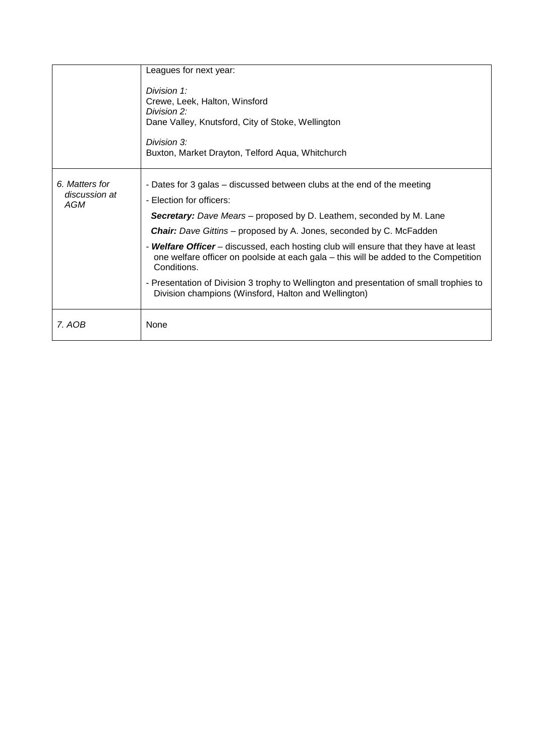| | |
|---|---|
| | Leagues for next year:<br><br>*Division 1:*<br>Crewe, Leek, Halton, Winsford<br>*Division 2:*<br>Dane Valley, Knutsford, City of Stoke, Wellington<br><br>*Division 3:*<br>Buxton, Market Drayton, Telford Aqua, Whitchurch |
| *6. Matters for discussion at AGM* | - Dates for 3 galas – discussed between clubs at the end of the meeting<br>- Election for officers:<br>***Secretary:*** *Dave Mears* – proposed by D. Leathem, seconded by M. Lane<br>***Chair:*** *Dave Gittins* – proposed by A. Jones, seconded by C. McFadden<br>- ***Welfare Officer*** – discussed, each hosting club will ensure that they have at least one welfare officer on poolside at each gala – this will be added to the Competition Conditions.<br>- Presentation of Division 3 trophy to Wellington and presentation of small trophies to Division champions (Winsford, Halton and Wellington) |
| *7. AOB* | None |